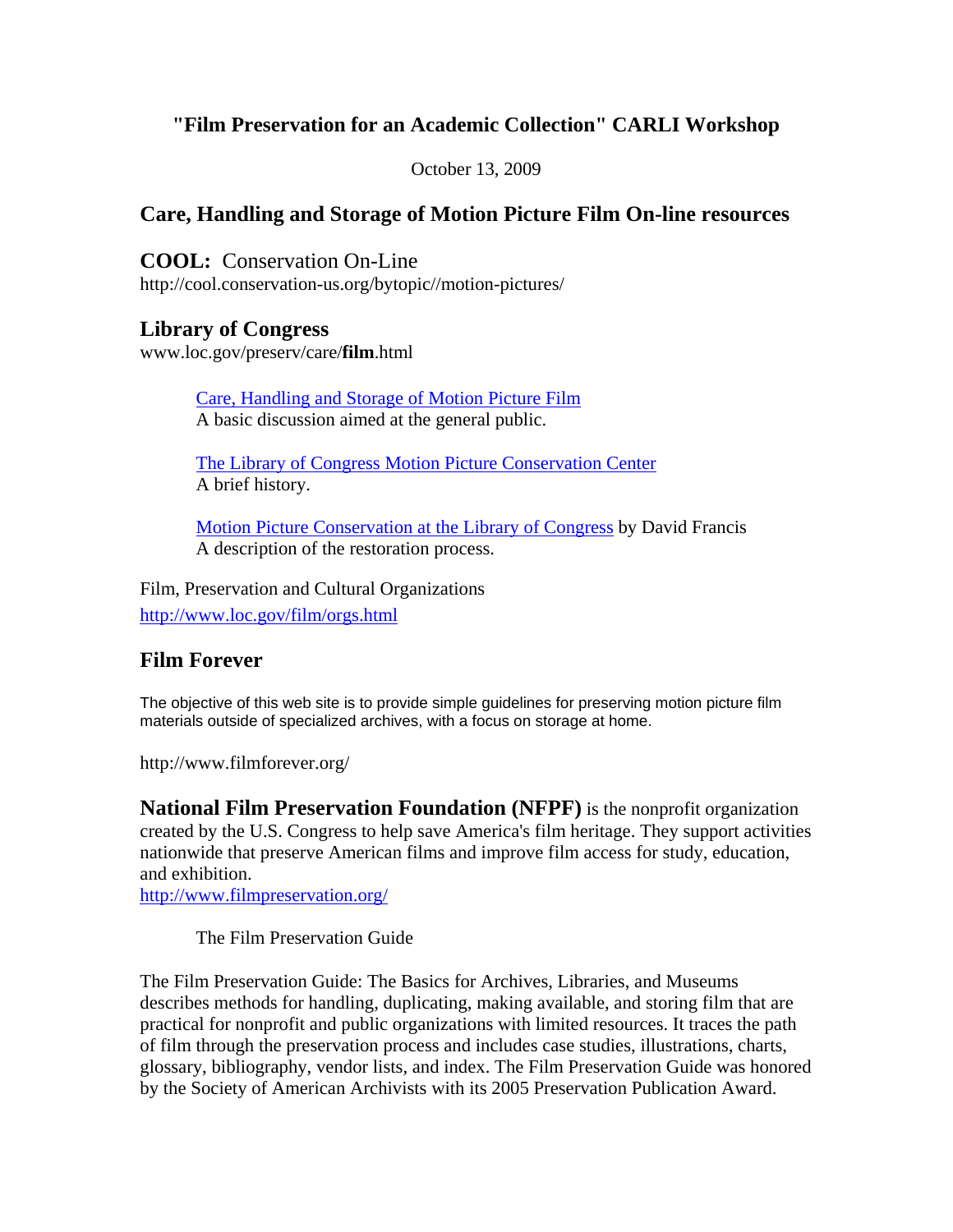## "Film Preservation for an Academic Collection" CARLI Workshop

October 13, 2009

## Care, Handling and Storage of Motion Picture Film On-line resources

### **COOL:** Conservation On-Line

http://cool.conservation-us.org/bytopic//motion-pictures/

### Library of Congress

www.loc.gov/preserv/care/**film**.html

> Care, Handling and Storage of Motion Picture Film
> A basic discussion aimed at the general public.
>
> The Library of Congress Motion Picture Conservation Center
> A brief history.
>
> Motion Picture Conservation at the Library of Congress by David Francis
> A description of the restoration process.

Film, Preservation and Cultural Organizations
http://www.loc.gov/film/orgs.html

### Film Forever

The objective of this web site is to provide simple guidelines for preserving motion picture film materials outside of specialized archives, with a focus on storage at home.

http://www.filmforever.org/

**National Film Preservation Foundation (NFPF)** is the nonprofit organization created by the U.S. Congress to help save America's film heritage. They support activities nationwide that preserve American films and improve film access for study, education, and exhibition.
http://www.filmpreservation.org/

> The Film Preservation Guide

The Film Preservation Guide: The Basics for Archives, Libraries, and Museums describes methods for handling, duplicating, making available, and storing film that are practical for nonprofit and public organizations with limited resources. It traces the path of film through the preservation process and includes case studies, illustrations, charts, glossary, bibliography, vendor lists, and index. The Film Preservation Guide was honored by the Society of American Archivists with its 2005 Preservation Publication Award.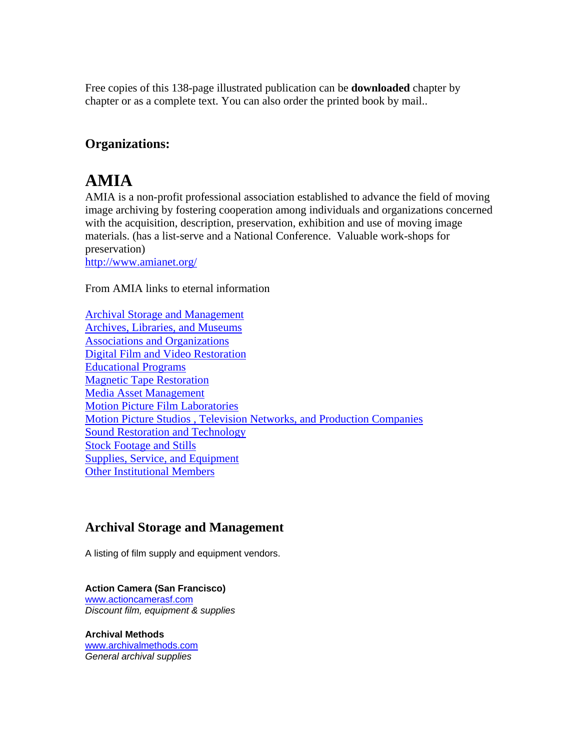Free copies of this 138-page illustrated publication can be **downloaded** chapter by chapter or as a complete text. You can also order the printed book by mail..

### Organizations:

# AMIA

AMIA is a non-profit professional association established to advance the field of moving image archiving by fostering cooperation among individuals and organizations concerned with the acquisition, description, preservation, exhibition and use of moving image materials. (has a list-serve and a National Conference. Valuable work-shops for preservation)
http://www.amianet.org/

From AMIA links to eternal information

Archival Storage and Management
Archives, Libraries, and Museums
Associations and Organizations
Digital Film and Video Restoration
Educational Programs
Magnetic Tape Restoration
Media Asset Management
Motion Picture Film Laboratories
Motion Picture Studios , Television Networks, and Production Companies
Sound Restoration and Technology
Stock Footage and Stills
Supplies, Service, and Equipment
Other Institutional Members

### Archival Storage and Management

A listing of film supply and equipment vendors.

**Action Camera (San Francisco)**
www.actioncamerasf.com
*Discount film, equipment & supplies*

**Archival Methods**
www.archivalmethods.com
*General archival supplies*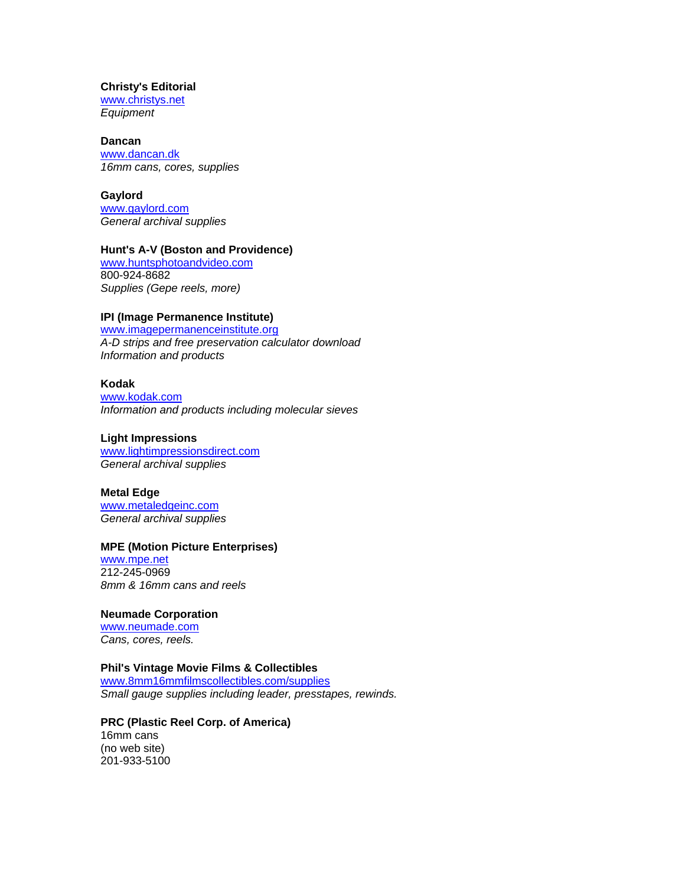**Christy's Editorial**
www.christys.net
*Equipment*

**Dancan**
www.dancan.dk
*16mm cans, cores, supplies*

**Gaylord**
www.gaylord.com
*General archival supplies*

**Hunt's A-V (Boston and Providence)**
www.huntsphotoandvideo.com
800-924-8682
*Supplies (Gepe reels, more)*

**IPI (Image Permanence Institute)**
www.imagepermanenceinstitute.org
*A-D strips and free preservation calculator download*
*Information and products*

**Kodak**
www.kodak.com
*Information and products including molecular sieves*

**Light Impressions**
www.lightimpressionsdirect.com
*General archival supplies*

**Metal Edge**
www.metaledgeinc.com
*General archival supplies*

**MPE (Motion Picture Enterprises)**
www.mpe.net
212-245-0969
*8mm & 16mm cans and reels*

**Neumade Corporation**
www.neumade.com
*Cans, cores, reels.*

**Phil's Vintage Movie Films & Collectibles**
www.8mm16mmfilmscollectibles.com/supplies
*Small gauge supplies including leader, presstapes, rewinds.*

**PRC (Plastic Reel Corp. of America)**
16mm cans
(no web site)
201-933-5100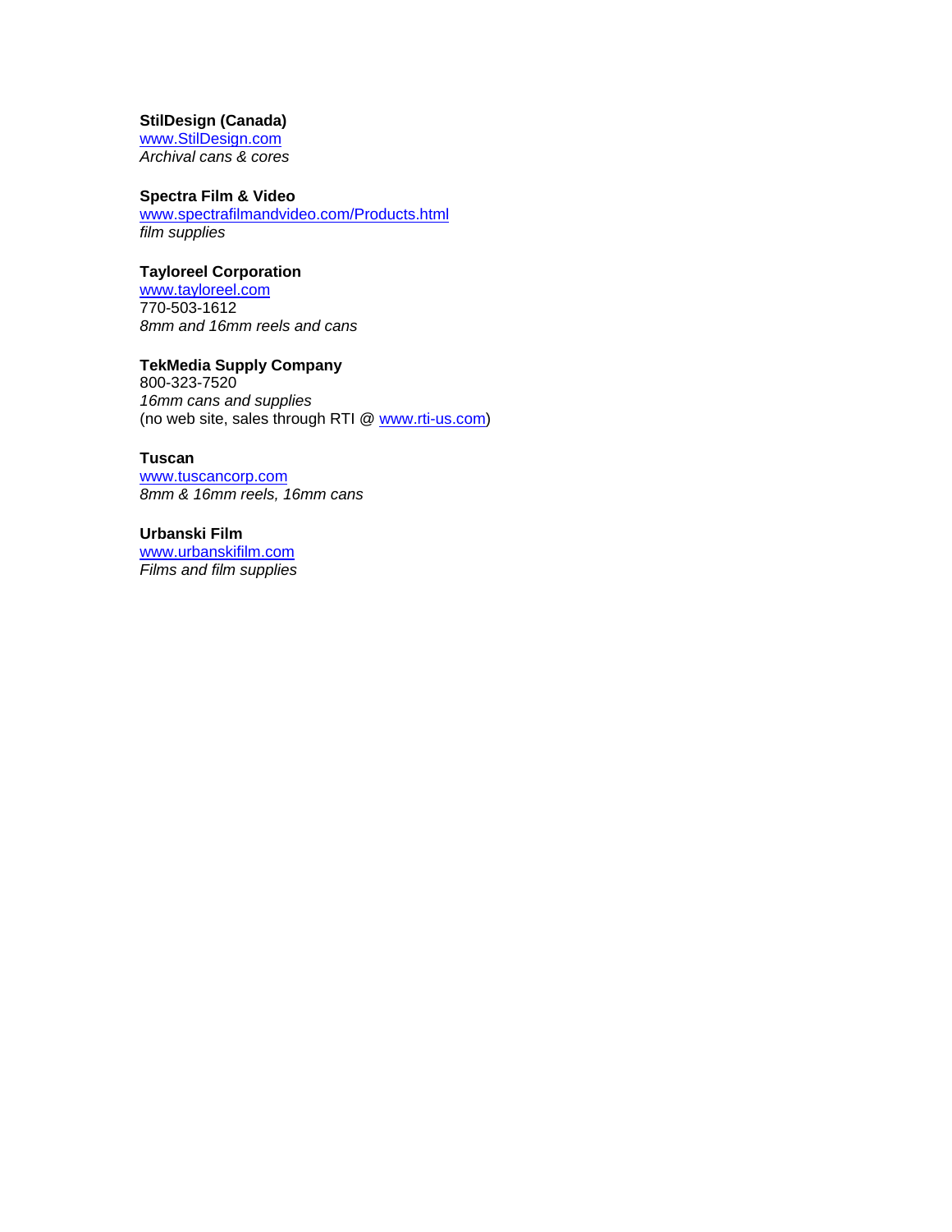**StilDesign (Canada)**
www.StilDesign.com
*Archival cans & cores*

**Spectra Film & Video**
www.spectrafilmandvideo.com/Products.html
*film supplies*

**Tayloreel Corporation**
www.tayloreel.com
770-503-1612
*8mm and 16mm reels and cans*

**TekMedia Supply Company**
800-323-7520
*16mm cans and supplies*
(no web site, sales through RTI @ www.rti-us.com)

**Tuscan**
www.tuscancorp.com
*8mm & 16mm reels, 16mm cans*

**Urbanski Film**
www.urbanskifilm.com
*Films and film supplies*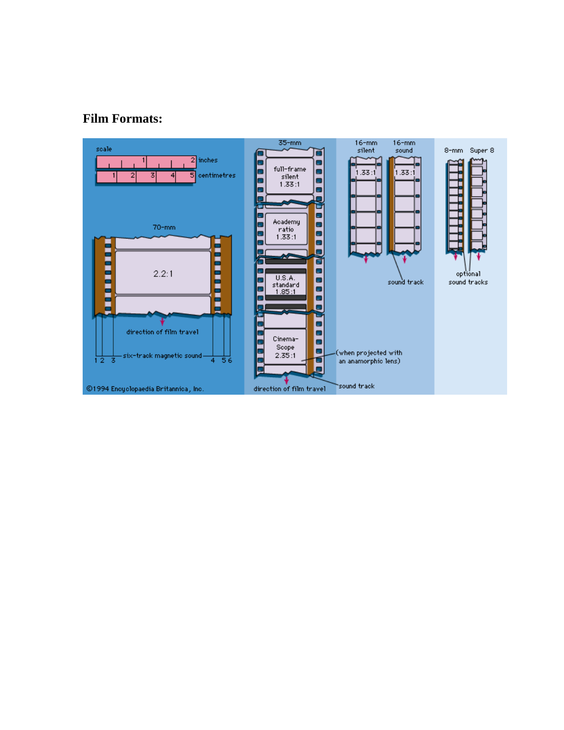## Film Formats: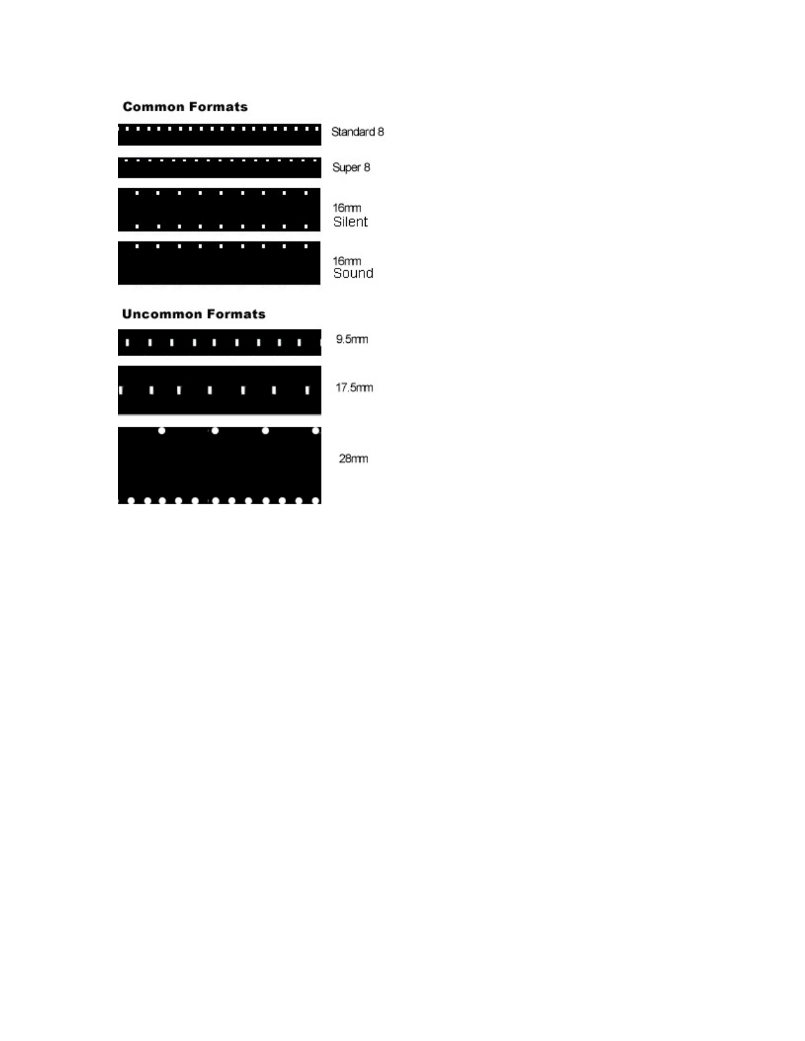## Common Formats

Standard 8

Super 8

16mm Silent

16mm Sound

## Uncommon Formats

9.5mm

17.5mm

28mm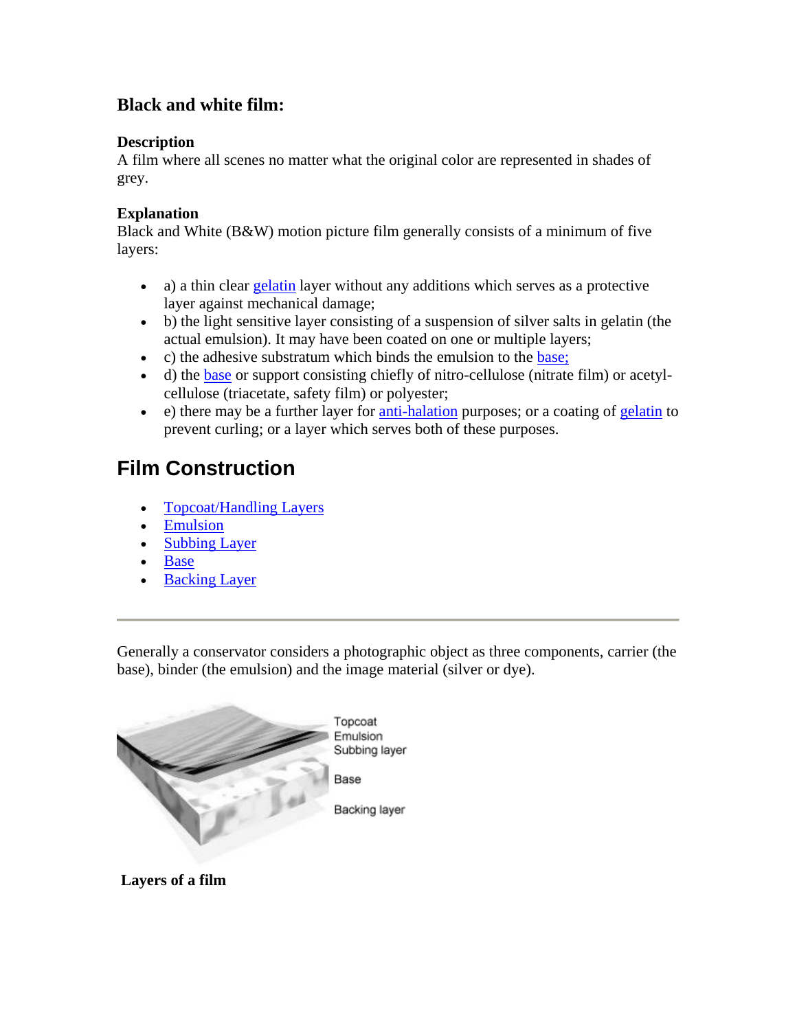### Black and white film:

**Description**
A film where all scenes no matter what the original color are represented in shades of grey.

**Explanation**
Black and White (B&W) motion picture film generally consists of a minimum of five layers:

- a) a thin clear gelatin layer without any additions which serves as a protective layer against mechanical damage;
- b) the light sensitive layer consisting of a suspension of silver salts in gelatin (the actual emulsion). It may have been coated on one or multiple layers;
- c) the adhesive substratum which binds the emulsion to the base;
- d) the base or support consisting chiefly of nitro-cellulose (nitrate film) or acetyl-cellulose (triacetate, safety film) or polyester;
- e) there may be a further layer for anti-halation purposes; or a coating of gelatin to prevent curling; or a layer which serves both of these purposes.

## Film Construction

- Topcoat/Handling Layers
- Emulsion
- Subbing Layer
- Base
- Backing Layer

---

Generally a conservator considers a photographic object as three components, carrier (the base), binder (the emulsion) and the image material (silver or dye).

Topcoat
Emulsion
Subbing layer
Base
Backing layer

**Layers of a film**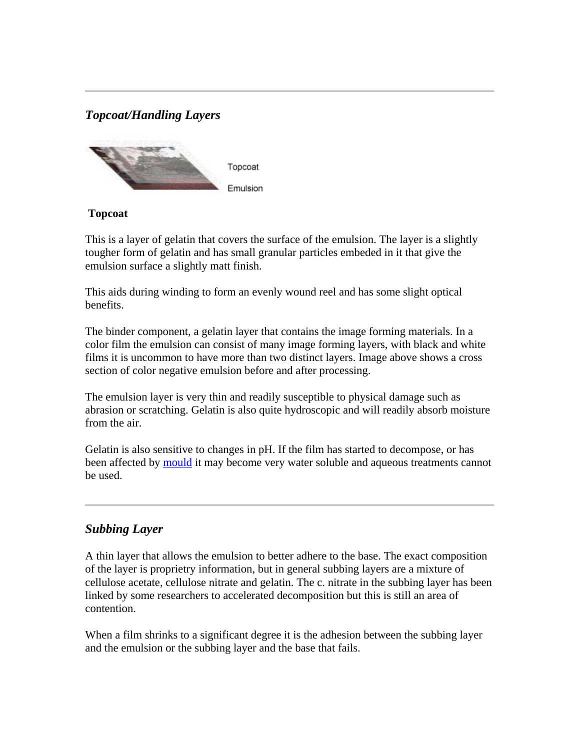---

### *Topcoat/Handling Layers*

Topcoat

Emulsion

**Topcoat**

This is a layer of gelatin that covers the surface of the emulsion. The layer is a slightly tougher form of gelatin and has small granular particles embeded in it that give the emulsion surface a slightly matt finish.

This aids during winding to form an evenly wound reel and has some slight optical benefits.

The binder component, a gelatin layer that contains the image forming materials. In a color film the emulsion can consist of many image forming layers, with black and white films it is uncommon to have more than two distinct layers. Image above shows a cross section of color negative emulsion before and after processing.

The emulsion layer is very thin and readily susceptible to physical damage such as abrasion or scratching. Gelatin is also quite hydroscopic and will readily absorb moisture from the air.

Gelatin is also sensitive to changes in pH. If the film has started to decompose, or has been affected by mould it may become very water soluble and aqueous treatments cannot be used.

---

### *Subbing Layer*

A thin layer that allows the emulsion to better adhere to the base. The exact composition of the layer is proprietry information, but in general subbing layers are a mixture of cellulose acetate, cellulose nitrate and gelatin. The c. nitrate in the subbing layer has been linked by some researchers to accelerated decomposition but this is still an area of contention.

When a film shrinks to a significant degree it is the adhesion between the subbing layer and the emulsion or the subbing layer and the base that fails.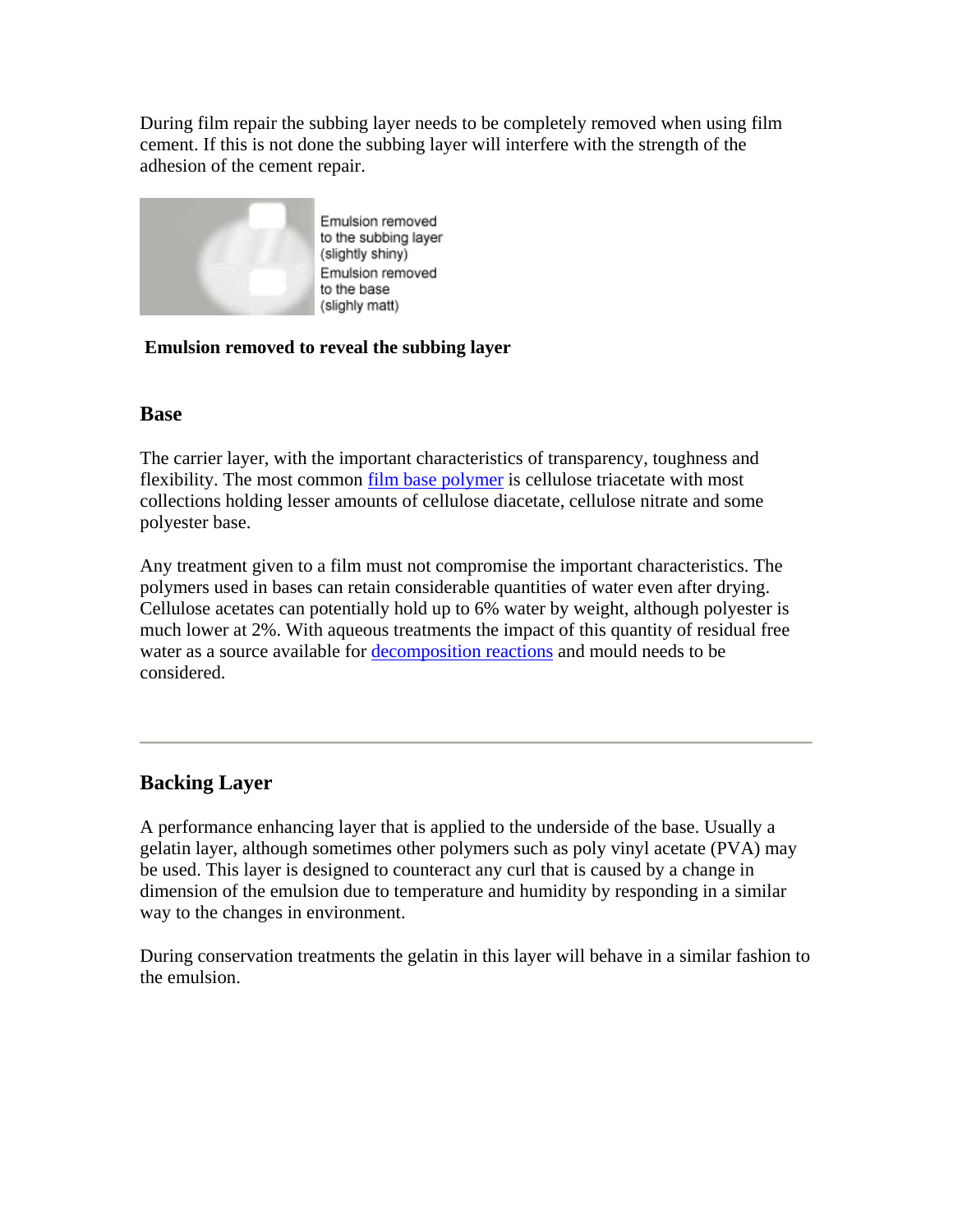During film repair the subbing layer needs to be completely removed when using film cement. If this is not done the subbing layer will interfere with the strength of the adhesion of the cement repair.

Emulsion removed to the subbing layer (slightly shiny)
Emulsion removed to the base (slighly matt)

**Emulsion removed to reveal the subbing layer**

### Base

The carrier layer, with the important characteristics of transparency, toughness and flexibility. The most common film base polymer is cellulose triacetate with most collections holding lesser amounts of cellulose diacetate, cellulose nitrate and some polyester base.

Any treatment given to a film must not compromise the important characteristics. The polymers used in bases can retain considerable quantities of water even after drying. Cellulose acetates can potentially hold up to 6% water by weight, although polyester is much lower at 2%. With aqueous treatments the impact of this quantity of residual free water as a source available for decomposition reactions and mould needs to be considered.

---

### Backing Layer

A performance enhancing layer that is applied to the underside of the base. Usually a gelatin layer, although sometimes other polymers such as poly vinyl acetate (PVA) may be used. This layer is designed to counteract any curl that is caused by a change in dimension of the emulsion due to temperature and humidity by responding in a similar way to the changes in environment.

During conservation treatments the gelatin in this layer will behave in a similar fashion to the emulsion.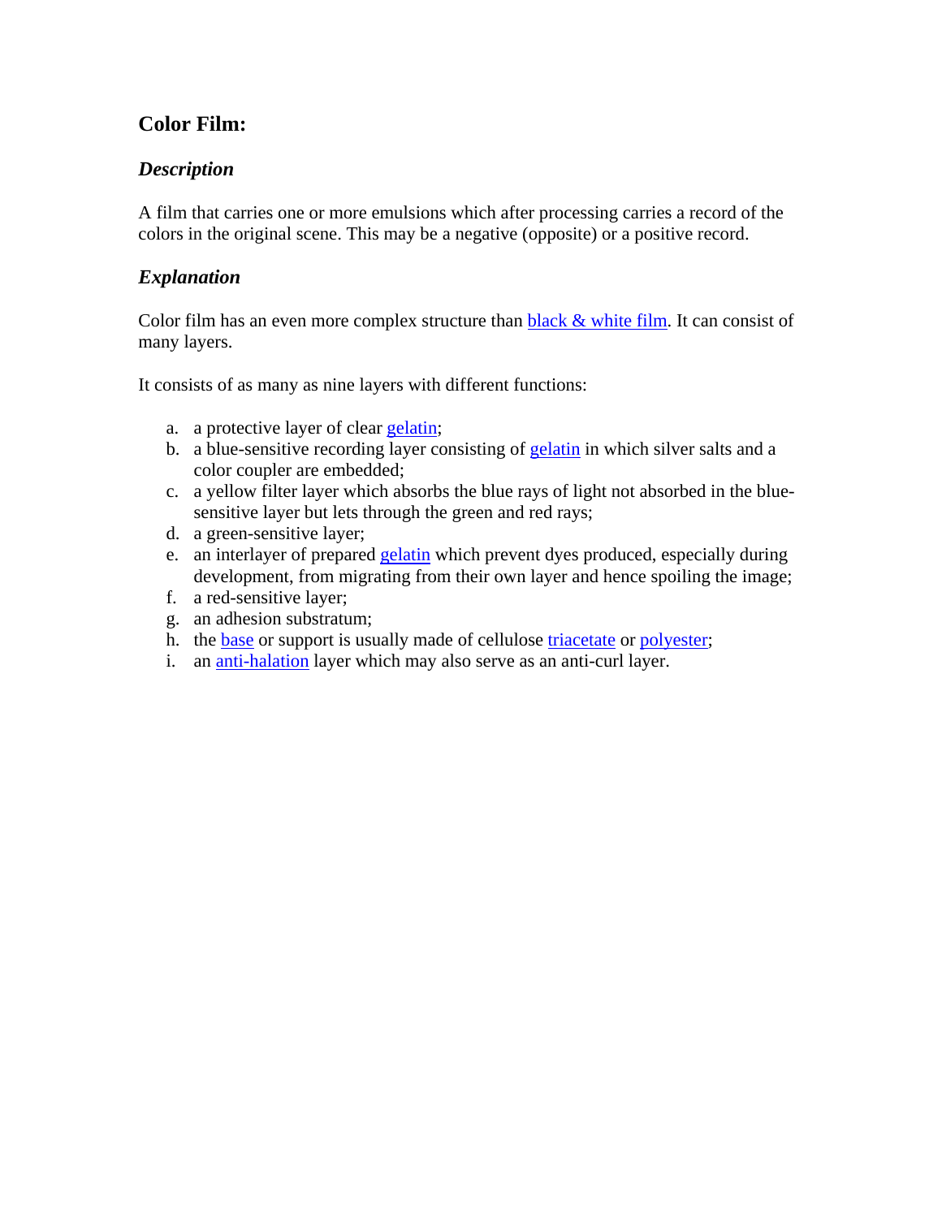## Color Film:

### *Description*

A film that carries one or more emulsions which after processing carries a record of the colors in the original scene. This may be a negative (opposite) or a positive record.

### *Explanation*

Color film has an even more complex structure than black & white film. It can consist of many layers.

It consists of as many as nine layers with different functions:

a. a protective layer of clear gelatin;
b. a blue-sensitive recording layer consisting of gelatin in which silver salts and a color coupler are embedded;
c. a yellow filter layer which absorbs the blue rays of light not absorbed in the blue-sensitive layer but lets through the green and red rays;
d. a green-sensitive layer;
e. an interlayer of prepared gelatin which prevent dyes produced, especially during development, from migrating from their own layer and hence spoiling the image;
f. a red-sensitive layer;
g. an adhesion substratum;
h. the base or support is usually made of cellulose triacetate or polyester;
i. an anti-halation layer which may also serve as an anti-curl layer.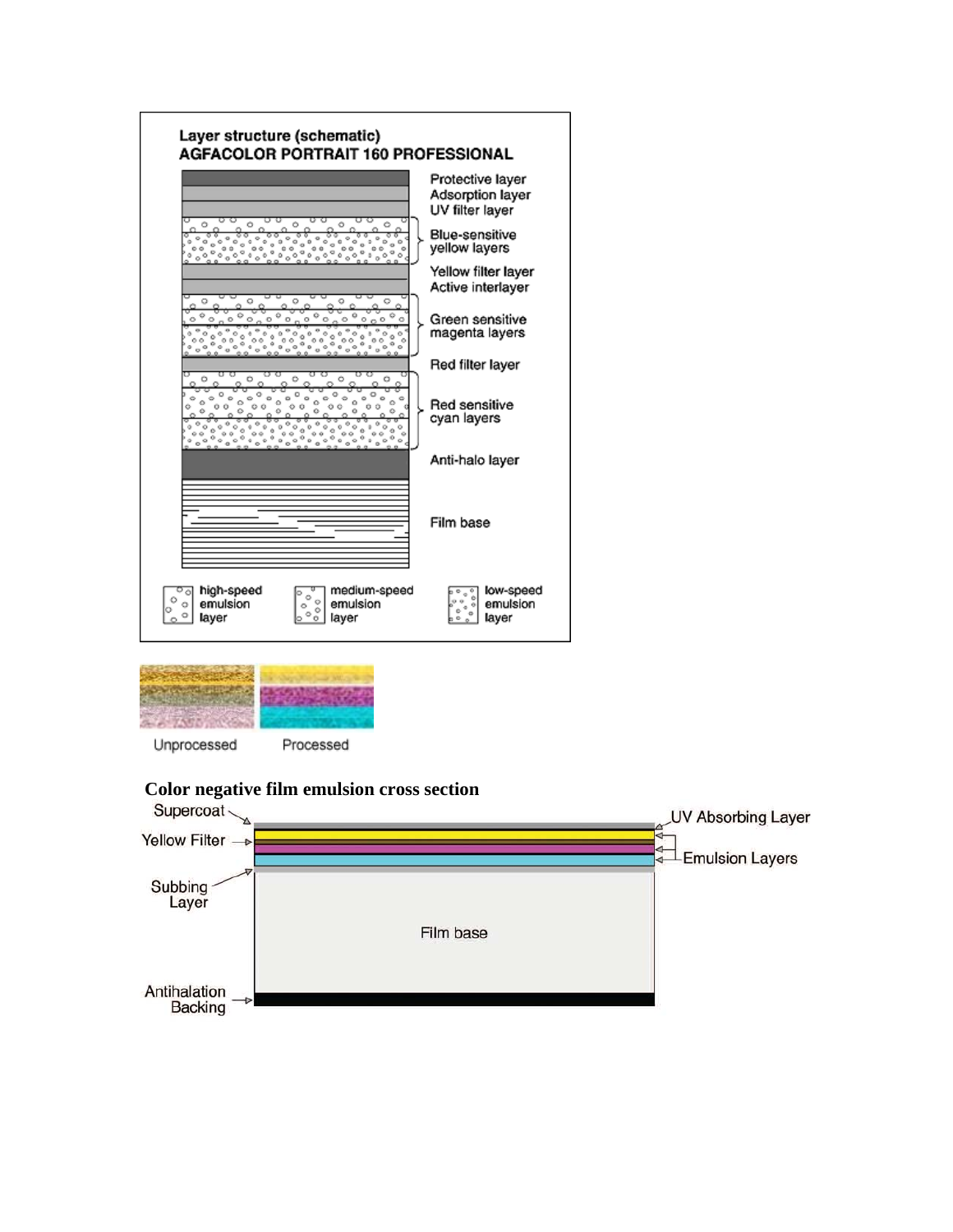**Layer structure (schematic)**
**AGFACOLOR PORTRAIT 160 PROFESSIONAL**

- Protective layer
- Adsorption layer
- UV filter layer
- Blue-sensitive yellow layers
- Yellow filter layer
- Active interlayer
- Green sensitive magenta layers
- Red filter layer
- Red sensitive cyan layers
- Anti-halo layer
- Film base

high-speed emulsion layer | medium-speed emulsion layer | low-speed emulsion layer

Unprocessed | Processed

**Color negative film emulsion cross section**

- Supercoat
- UV Absorbing Layer
- Yellow Filter
- Emulsion Layers
- Subbing Layer
- Film base
- Antihalation Backing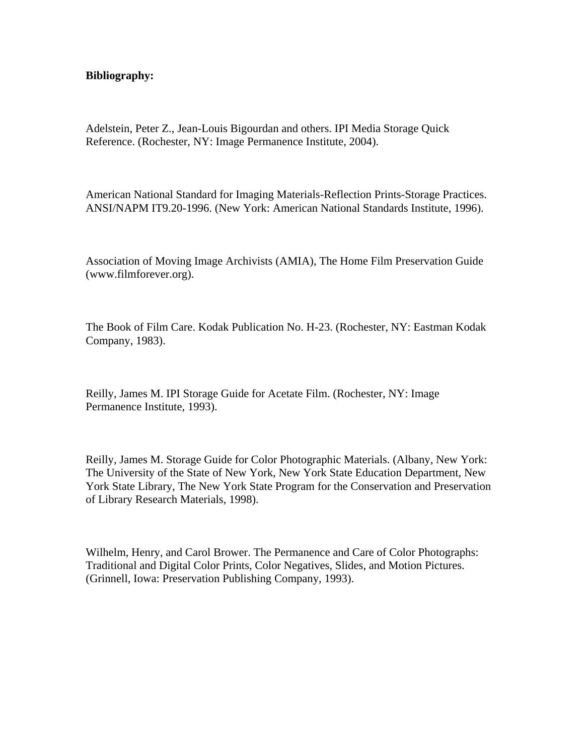**Bibliography:**

Adelstein, Peter Z., Jean-Louis Bigourdan and others. IPI Media Storage Quick Reference. (Rochester, NY: Image Permanence Institute, 2004).

American National Standard for Imaging Materials-Reflection Prints-Storage Practices. ANSI/NAPM IT9.20-1996. (New York: American National Standards Institute, 1996).

Association of Moving Image Archivists (AMIA), The Home Film Preservation Guide (www.filmforever.org).

The Book of Film Care. Kodak Publication No. H-23. (Rochester, NY: Eastman Kodak Company, 1983).

Reilly, James M. IPI Storage Guide for Acetate Film. (Rochester, NY: Image Permanence Institute, 1993).

Reilly, James M. Storage Guide for Color Photographic Materials. (Albany, New York: The University of the State of New York, New York State Education Department, New York State Library, The New York State Program for the Conservation and Preservation of Library Research Materials, 1998).

Wilhelm, Henry, and Carol Brower. The Permanence and Care of Color Photographs: Traditional and Digital Color Prints, Color Negatives, Slides, and Motion Pictures. (Grinnell, Iowa: Preservation Publishing Company, 1993).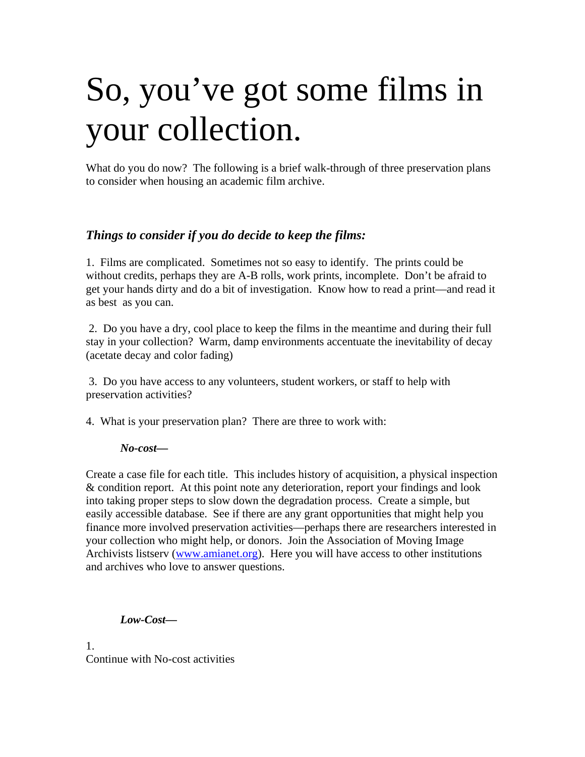# So, you've got some films in your collection.

What do you do now? The following is a brief walk-through of three preservation plans to consider when housing an academic film archive.

### *Things to consider if you do decide to keep the films:*

1. Films are complicated. Sometimes not so easy to identify. The prints could be without credits, perhaps they are A-B rolls, work prints, incomplete. Don't be afraid to get your hands dirty and do a bit of investigation. Know how to read a print—and read it as best as you can.

2. Do you have a dry, cool place to keep the films in the meantime and during their full stay in your collection? Warm, damp environments accentuate the inevitability of decay (acetate decay and color fading)

3. Do you have access to any volunteers, student workers, or staff to help with preservation activities?

4. What is your preservation plan? There are three to work with:

***No-cost—***

Create a case file for each title. This includes history of acquisition, a physical inspection & condition report. At this point note any deterioration, report your findings and look into taking proper steps to slow down the degradation process. Create a simple, but easily accessible database. See if there are any grant opportunities that might help you finance more involved preservation activities—perhaps there are researchers interested in your collection who might help, or donors. Join the Association of Moving Image Archivists listserv ([www.amianet.org](http://www.amianet.org)). Here you will have access to other institutions and archives who love to answer questions.

***Low-Cost—***

1.
Continue with No-cost activities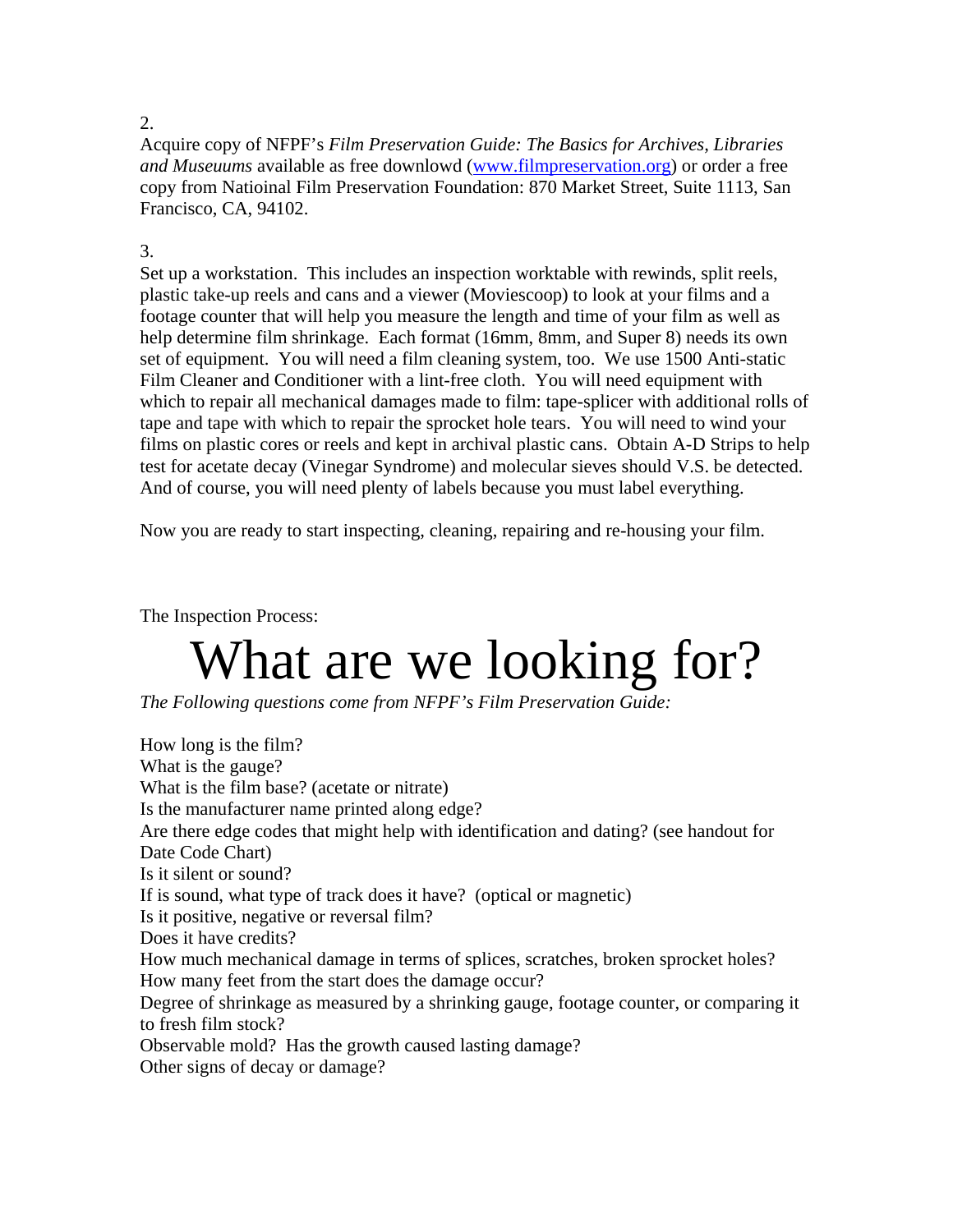2.

Acquire copy of NFPF's *Film Preservation Guide: The Basics for Archives, Libraries and Museuums* available as free downlowd (www.filmpreservation.org) or order a free copy from Natioinal Film Preservation Foundation: 870 Market Street, Suite 1113, San Francisco, CA, 94102.

3.

Set up a workstation. This includes an inspection worktable with rewinds, split reels, plastic take-up reels and cans and a viewer (Moviescoop) to look at your films and a footage counter that will help you measure the length and time of your film as well as help determine film shrinkage. Each format (16mm, 8mm, and Super 8) needs its own set of equipment. You will need a film cleaning system, too. We use 1500 Anti-static Film Cleaner and Conditioner with a lint-free cloth. You will need equipment with which to repair all mechanical damages made to film: tape-splicer with additional rolls of tape and tape with which to repair the sprocket hole tears. You will need to wind your films on plastic cores or reels and kept in archival plastic cans. Obtain A-D Strips to help test for acetate decay (Vinegar Syndrome) and molecular sieves should V.S. be detected. And of course, you will need plenty of labels because you must label everything.

Now you are ready to start inspecting, cleaning, repairing and re-housing your film.

The Inspection Process:

# What are we looking for?

*The Following questions come from NFPF's Film Preservation Guide:*

How long is the film?
What is the gauge?
What is the film base? (acetate or nitrate)
Is the manufacturer name printed along edge?
Are there edge codes that might help with identification and dating? (see handout for Date Code Chart)
Is it silent or sound?
If is sound, what type of track does it have? (optical or magnetic)
Is it positive, negative or reversal film?
Does it have credits?
How much mechanical damage in terms of splices, scratches, broken sprocket holes?
How many feet from the start does the damage occur?
Degree of shrinkage as measured by a shrinking gauge, footage counter, or comparing it to fresh film stock?
Observable mold? Has the growth caused lasting damage?
Other signs of decay or damage?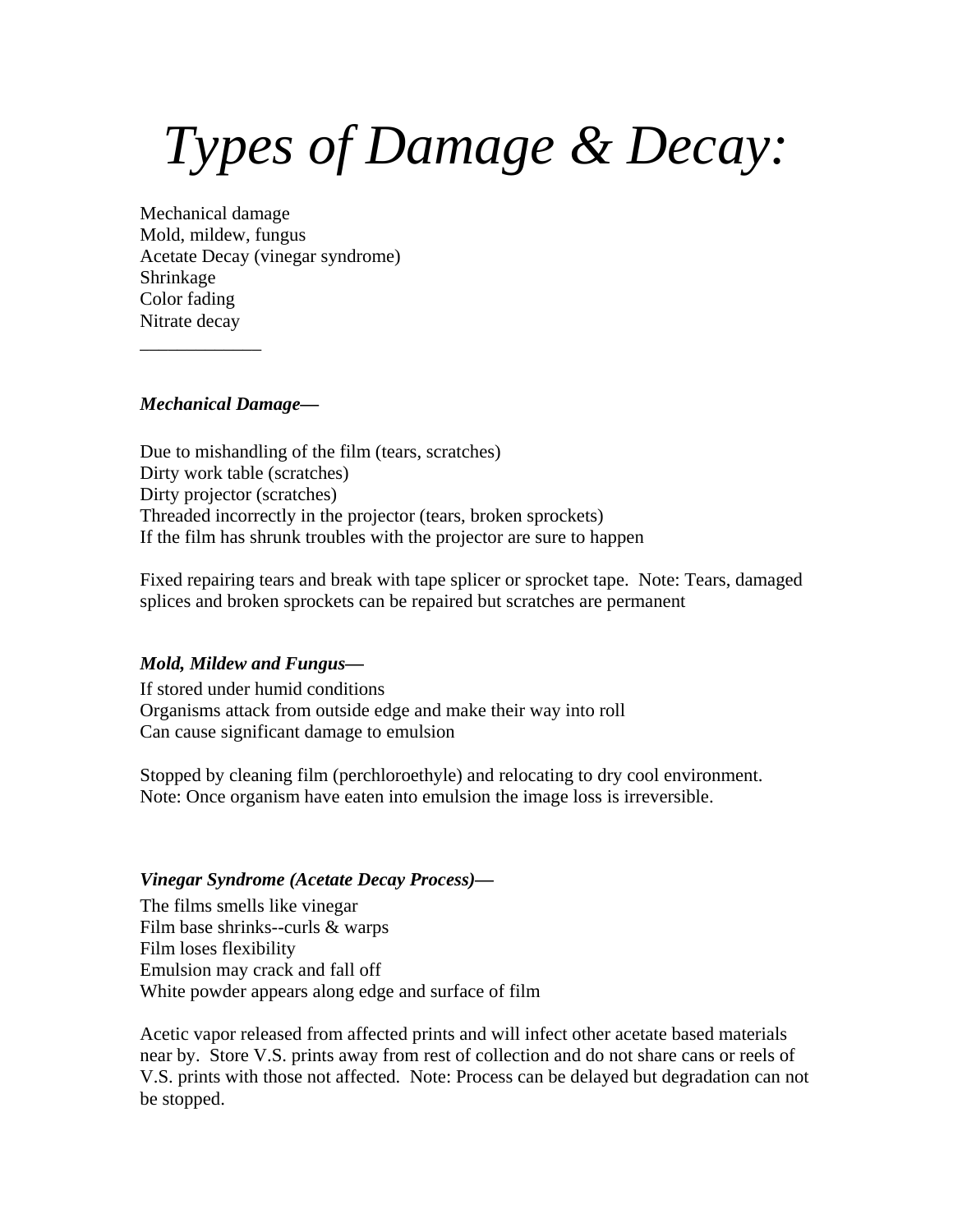# *Types of Damage & Decay:*

Mechanical damage  
Mold, mildew, fungus  
Acetate Decay (vinegar syndrome)  
Shrinkage  
Color fading  
Nitrate decay  
_____________

***Mechanical Damage—***

Due to mishandling of the film (tears, scratches)  
Dirty work table (scratches)  
Dirty projector (scratches)  
Threaded incorrectly in the projector (tears, broken sprockets)  
If the film has shrunk troubles with the projector are sure to happen

Fixed repairing tears and break with tape splicer or sprocket tape. Note: Tears, damaged splices and broken sprockets can be repaired but scratches are permanent

***Mold, Mildew and Fungus—***

If stored under humid conditions  
Organisms attack from outside edge and make their way into roll  
Can cause significant damage to emulsion

Stopped by cleaning film (perchloroethyle) and relocating to dry cool environment. Note: Once organism have eaten into emulsion the image loss is irreversible.

***Vinegar Syndrome (Acetate Decay Process)—***

The films smells like vinegar  
Film base shrinks--curls & warps  
Film loses flexibility  
Emulsion may crack and fall off  
White powder appears along edge and surface of film

Acetic vapor released from affected prints and will infect other acetate based materials near by. Store V.S. prints away from rest of collection and do not share cans or reels of V.S. prints with those not affected. Note: Process can be delayed but degradation can not be stopped.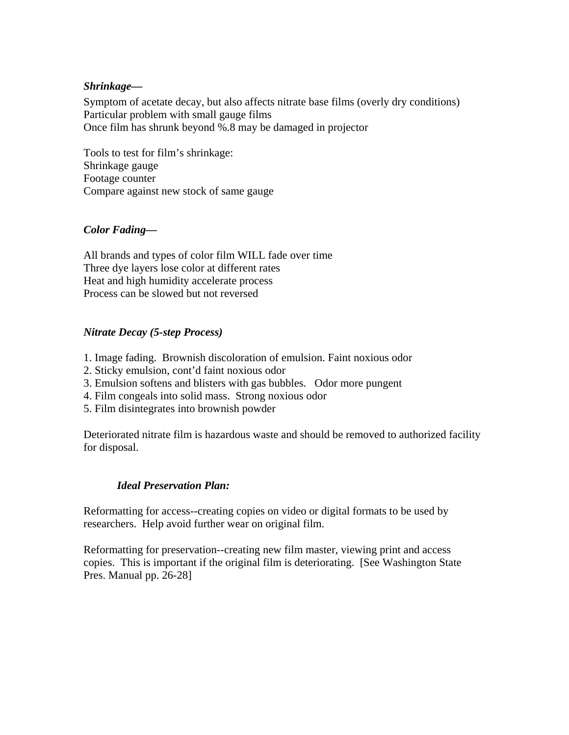***Shrinkage—***

Symptom of acetate decay, but also affects nitrate base films (overly dry conditions)
Particular problem with small gauge films
Once film has shrunk beyond %.8 may be damaged in projector

Tools to test for film's shrinkage:
Shrinkage gauge
Footage counter
Compare against new stock of same gauge

***Color Fading—***

All brands and types of color film WILL fade over time
Three dye layers lose color at different rates
Heat and high humidity accelerate process
Process can be slowed but not reversed

***Nitrate Decay (5-step Process)***

1. Image fading. Brownish discoloration of emulsion. Faint noxious odor
2. Sticky emulsion, cont'd faint noxious odor
3. Emulsion softens and blisters with gas bubbles. Odor more pungent
4. Film congeals into solid mass. Strong noxious odor
5. Film disintegrates into brownish powder

Deteriorated nitrate film is hazardous waste and should be removed to authorized facility for disposal.

***Ideal Preservation Plan:***

Reformatting for access--creating copies on video or digital formats to be used by researchers. Help avoid further wear on original film.

Reformatting for preservation--creating new film master, viewing print and access copies. This is important if the original film is deteriorating. [See Washington State Pres. Manual pp. 26-28]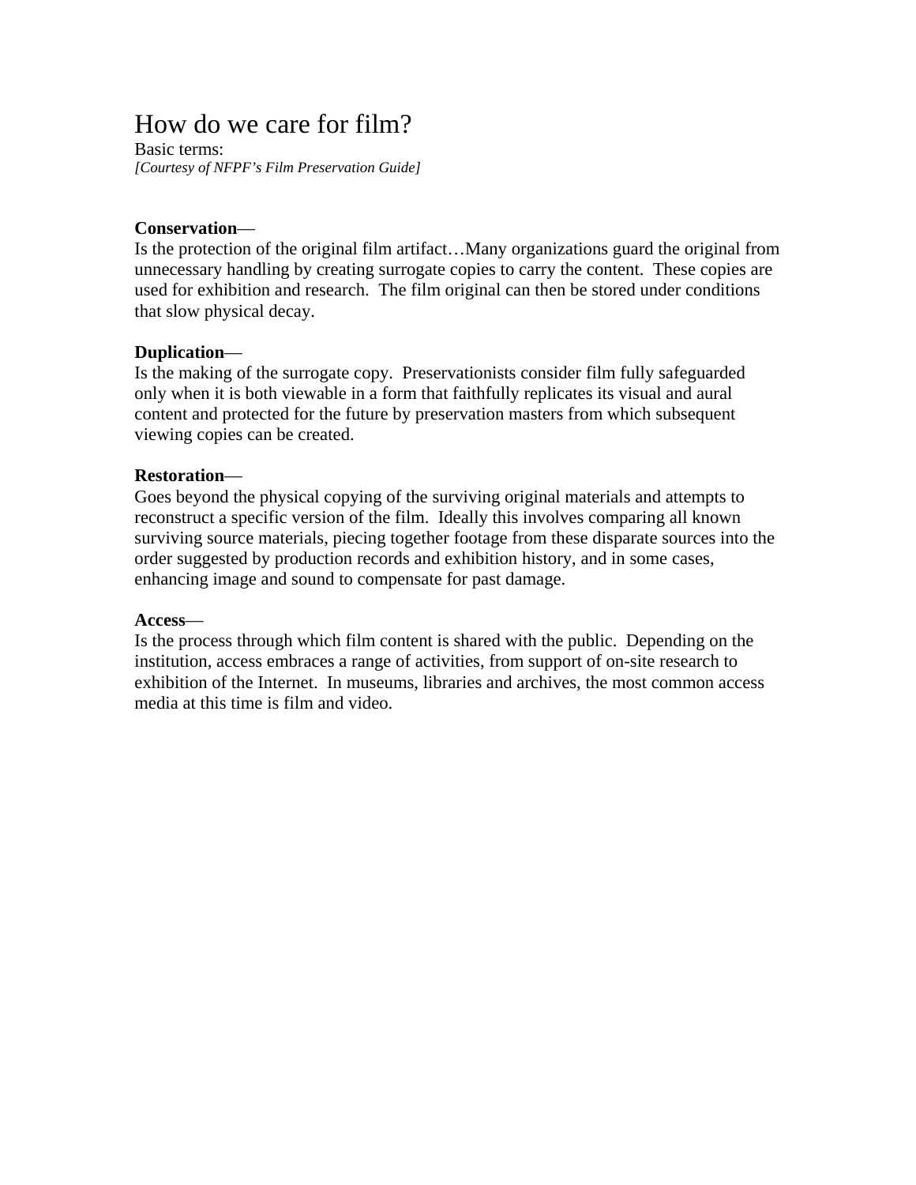# How do we care for film?

Basic terms:

*[Courtesy of NFPF's Film Preservation Guide]*

**Conservation**—
Is the protection of the original film artifact…Many organizations guard the original from unnecessary handling by creating surrogate copies to carry the content. These copies are used for exhibition and research. The film original can then be stored under conditions that slow physical decay.

**Duplication**—
Is the making of the surrogate copy. Preservationists consider film fully safeguarded only when it is both viewable in a form that faithfully replicates its visual and aural content and protected for the future by preservation masters from which subsequent viewing copies can be created.

**Restoration**—
Goes beyond the physical copying of the surviving original materials and attempts to reconstruct a specific version of the film. Ideally this involves comparing all known surviving source materials, piecing together footage from these disparate sources into the order suggested by production records and exhibition history, and in some cases, enhancing image and sound to compensate for past damage.

**Access**—
Is the process through which film content is shared with the public. Depending on the institution, access embraces a range of activities, from support of on-site research to exhibition of the Internet. In museums, libraries and archives, the most common access media at this time is film and video.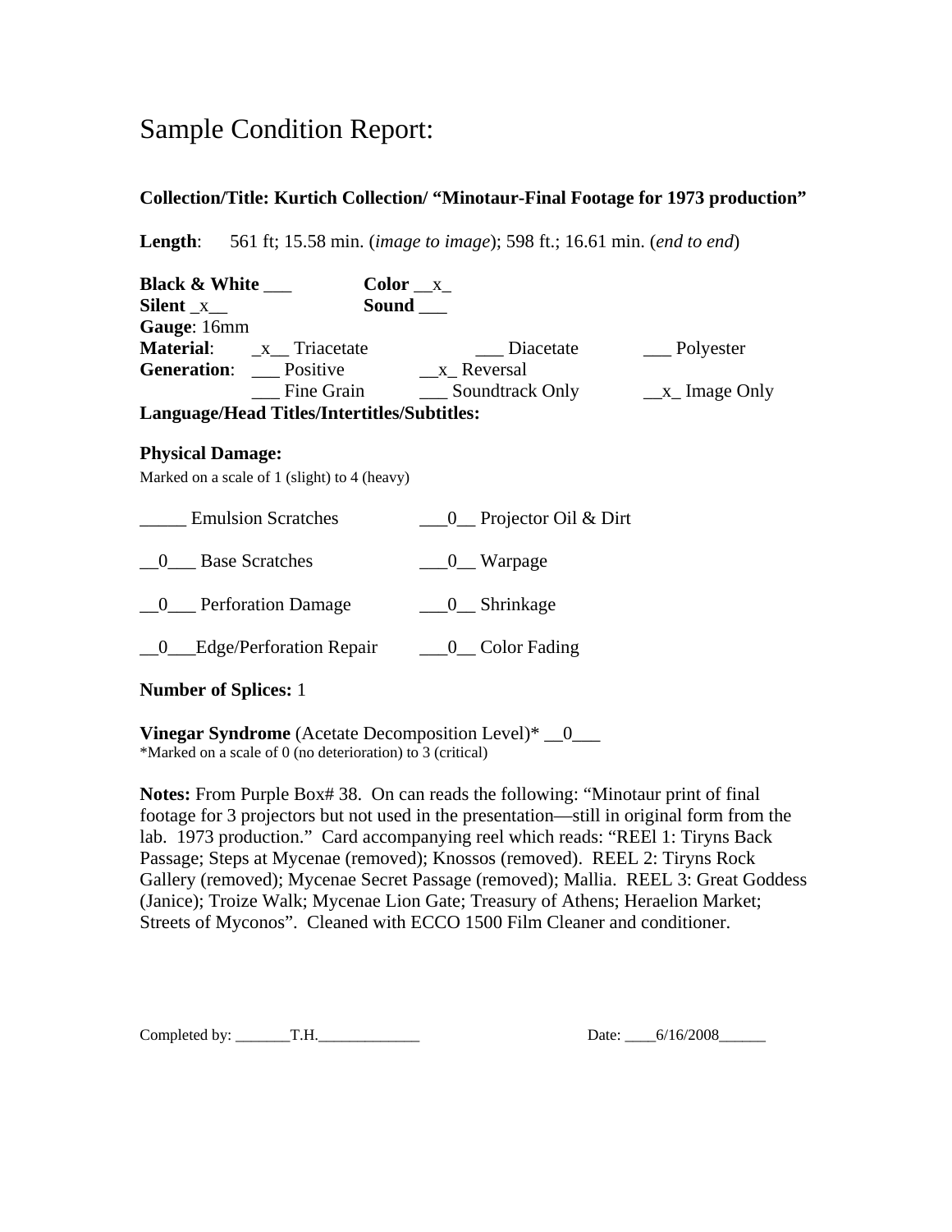# Sample Condition Report:

**Collection/Title: Kurtich Collection/ "Minotaur-Final Footage for 1973 production"**

**Length**: 561 ft; 15.58 min. (*image to image*); 598 ft.; 16.61 min. (*end to end*)

**Black & White** ___ **Color** __x_
**Silent** _x__ **Sound** ___
**Gauge**: 16mm
**Material**: _x__ Triacetate ___ Diacetate ___ Polyester
**Generation**: ___ Positive __x_ Reversal
___ Fine Grain ___ Soundtrack Only __x_ Image Only
**Language/Head Titles/Intertitles/Subtitles:**

**Physical Damage:**
Marked on a scale of 1 (slight) to 4 (heavy)

_____ Emulsion Scratches ___0__ Projector Oil & Dirt

__0___ Base Scratches ___0__ Warpage

__0___ Perforation Damage ___0__ Shrinkage

__0___Edge/Perforation Repair ___0__ Color Fading

**Number of Splices:** 1

**Vinegar Syndrome** (Acetate Decomposition Level)* __0___
*Marked on a scale of 0 (no deterioration) to 3 (critical)

**Notes:** From Purple Box# 38. On can reads the following: "Minotaur print of final footage for 3 projectors but not used in the presentation—still in original form from the lab. 1973 production." Card accompanying reel which reads: "REEl 1: Tiryns Back Passage; Steps at Mycenae (removed); Knossos (removed). REEL 2: Tiryns Rock Gallery (removed); Mycenae Secret Passage (removed); Mallia. REEL 3: Great Goddess (Janice); Troize Walk; Mycenae Lion Gate; Treasury of Athens; Heraelion Market; Streets of Myconos". Cleaned with ECCO 1500 Film Cleaner and conditioner.

Completed by: _______T.H._____________ Date: ____6/16/2008______